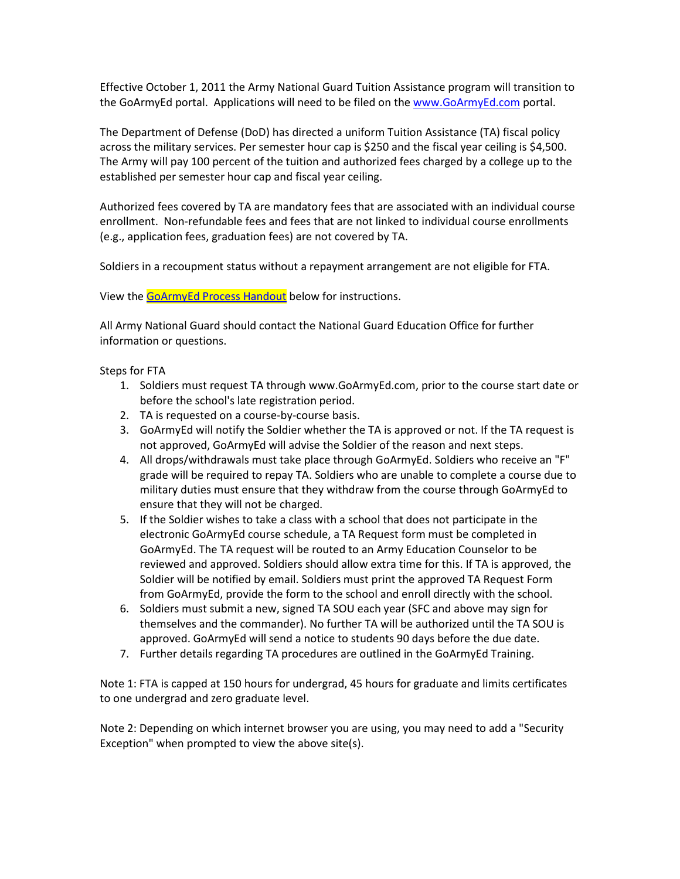Effective October 1, 2011 the Army National Guard Tuition Assistance program will transition to the GoArmyEd portal. Applications will need to be filed on the [www.GoArmyEd.com](http://www.GoArmyEd.com) portal.

The Department of Defense (DoD) has directed a uniform Tuition Assistance (TA) fiscal policy across the military services. Per semester hour cap is $250 and the fiscal year ceiling is $4,500. The Army will pay 100 percent of the tuition and authorized fees charged by a college up to the established per semester hour cap and fiscal year ceiling.

Authorized fees covered by TA are mandatory fees that are associated with an individual course enrollment. Non-refundable fees and fees that are not linked to individual course enrollments (e.g., application fees, graduation fees) are not covered by TA.

Soldiers in a recoupment status without a repayment arrangement are not eligible for FTA.

View the GoArmyEd Process Handout below for instructions.

All Army National Guard should contact the National Guard Education Office for further information or questions.

Steps for FTA

1. Soldiers must request TA through www.GoArmyEd.com, prior to the course start date or before the school's late registration period.
2. TA is requested on a course-by-course basis.
3. GoArmyEd will notify the Soldier whether the TA is approved or not. If the TA request is not approved, GoArmyEd will advise the Soldier of the reason and next steps.
4. All drops/withdrawals must take place through GoArmyEd. Soldiers who receive an "F" grade will be required to repay TA. Soldiers who are unable to complete a course due to military duties must ensure that they withdraw from the course through GoArmyEd to ensure that they will not be charged.
5. If the Soldier wishes to take a class with a school that does not participate in the electronic GoArmyEd course schedule, a TA Request form must be completed in GoArmyEd. The TA request will be routed to an Army Education Counselor to be reviewed and approved. Soldiers should allow extra time for this. If TA is approved, the Soldier will be notified by email. Soldiers must print the approved TA Request Form from GoArmyEd, provide the form to the school and enroll directly with the school.
6. Soldiers must submit a new, signed TA SOU each year (SFC and above may sign for themselves and the commander). No further TA will be authorized until the TA SOU is approved. GoArmyEd will send a notice to students 90 days before the due date.
7. Further details regarding TA procedures are outlined in the GoArmyEd Training.

Note 1: FTA is capped at 150 hours for undergrad, 45 hours for graduate and limits certificates to one undergrad and zero graduate level.

Note 2: Depending on which internet browser you are using, you may need to add a "Security Exception" when prompted to view the above site(s).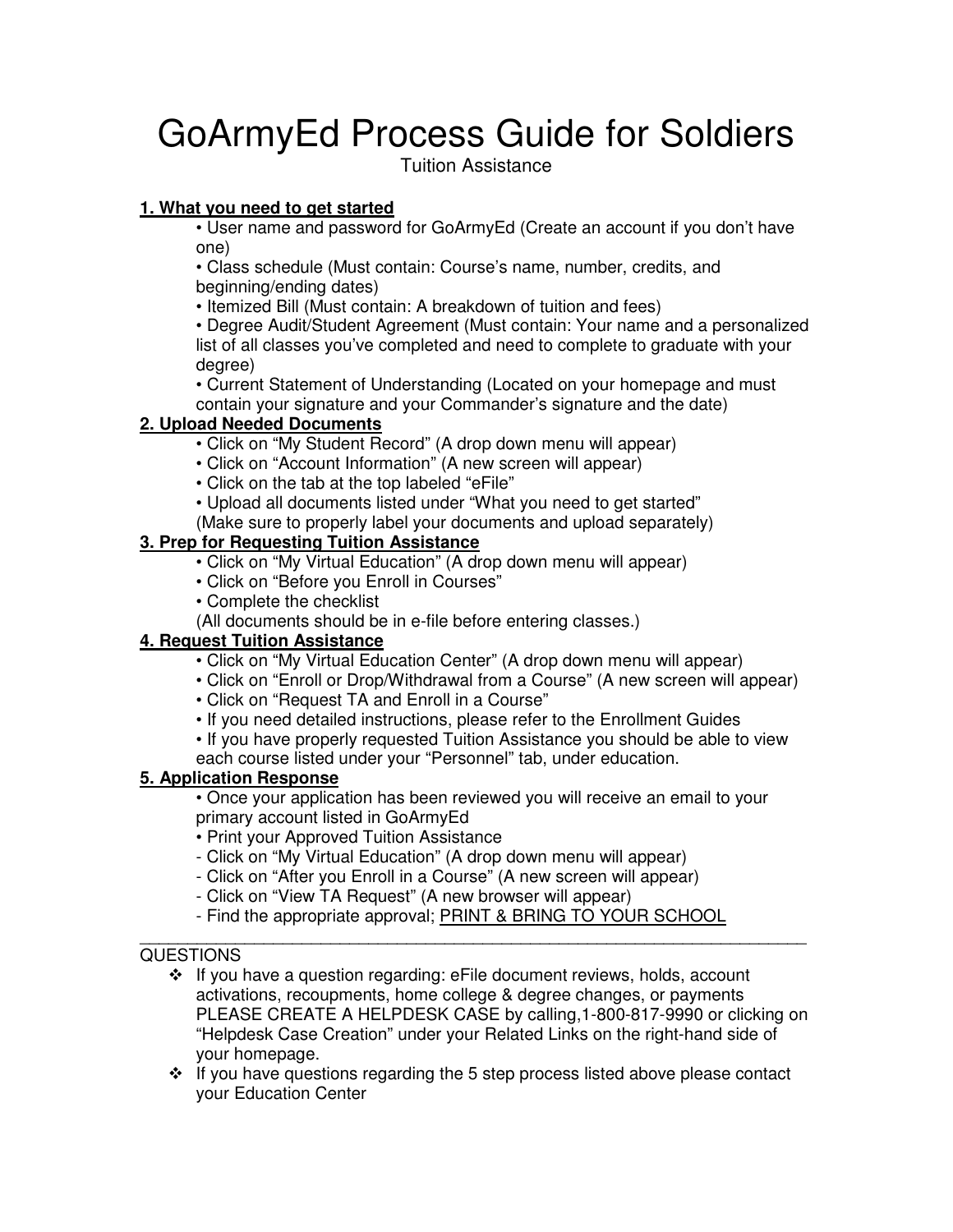# GoArmyEd Process Guide for Soldiers

Tuition Assistance

**1. What you need to get started**

- User name and password for GoArmyEd (Create an account if you don't have one)
- Class schedule (Must contain: Course's name, number, credits, and beginning/ending dates)
- Itemized Bill (Must contain: A breakdown of tuition and fees)
- Degree Audit/Student Agreement (Must contain: Your name and a personalized list of all classes you've completed and need to complete to graduate with your degree)
- Current Statement of Understanding (Located on your homepage and must contain your signature and your Commander's signature and the date)

**2. Upload Needed Documents**

- Click on "My Student Record" (A drop down menu will appear)
- Click on "Account Information" (A new screen will appear)
- Click on the tab at the top labeled "eFile"
- Upload all documents listed under "What you need to get started"

(Make sure to properly label your documents and upload separately)

**3. Prep for Requesting Tuition Assistance**

- Click on "My Virtual Education" (A drop down menu will appear)
- Click on "Before you Enroll in Courses"
- Complete the checklist

(All documents should be in e-file before entering classes.)

**4. Request Tuition Assistance**

- Click on "My Virtual Education Center" (A drop down menu will appear)
- Click on "Enroll or Drop/Withdrawal from a Course" (A new screen will appear)
- Click on "Request TA and Enroll in a Course"
- If you need detailed instructions, please refer to the Enrollment Guides
- If you have properly requested Tuition Assistance you should be able to view each course listed under your "Personnel" tab, under education.

**5. Application Response**

- Once your application has been reviewed you will receive an email to your primary account listed in GoArmyEd
- Print your Approved Tuition Assistance

- Click on "My Virtual Education" (A drop down menu will appear)
- Click on "After you Enroll in a Course" (A new screen will appear)
- Click on "View TA Request" (A new browser will appear)
- Find the appropriate approval; PRINT & BRING TO YOUR SCHOOL

---

QUESTIONS

- If you have a question regarding: eFile document reviews, holds, account activations, recoupments, home college & degree changes, or payments PLEASE CREATE A HELPDESK CASE by calling,1-800-817-9990 or clicking on "Helpdesk Case Creation" under your Related Links on the right-hand side of your homepage.
- If you have questions regarding the 5 step process listed above please contact your Education Center